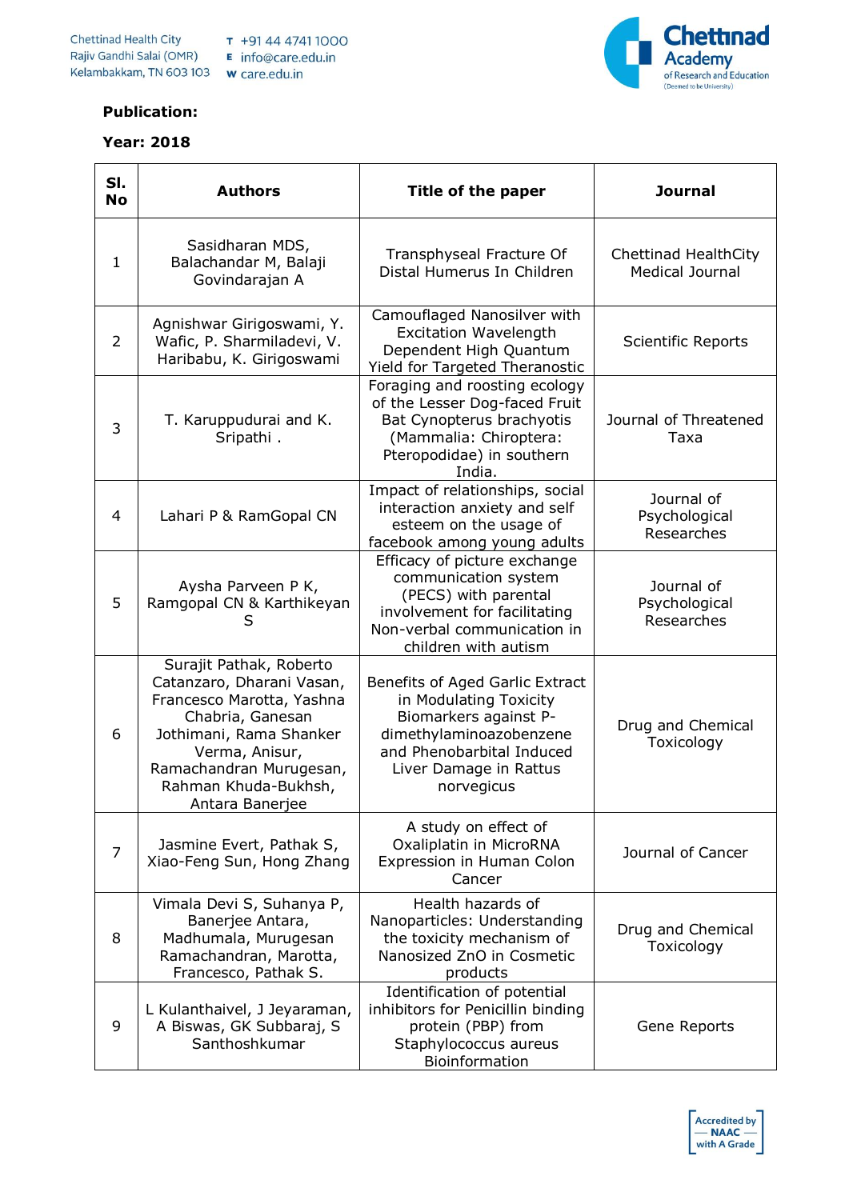**Publication:**

**Year: 2018**

| Sl. No | Authors | Title of the paper | Journal |
|---|---|---|---|
| 1 | Sasidharan MDS, Balachandar M, Balaji Govindarajan A | Transphyseal Fracture Of Distal Humerus In Children | Chettinad HealthCity Medical Journal |
| 2 | Agnishwar Girigoswami, Y. Wafic, P. Sharmiladevi, V. Haribabu, K. Girigoswami | Camouflaged Nanosilver with Excitation Wavelength Dependent High Quantum Yield for Targeted Theranostic | Scientific Reports |
| 3 | T. Karuppudurai and K. Sripathi . | Foraging and roosting ecology of the Lesser Dog-faced Fruit Bat Cynopterus brachyotis (Mammalia: Chiroptera: Pteropodidae) in southern India. | Journal of Threatened Taxa |
| 4 | Lahari P & RamGopal CN | Impact of relationships, social interaction anxiety and self esteem on the usage of facebook among young adults | Journal of Psychological Researches |
| 5 | Aysha Parveen P K, Ramgopal CN & Karthikeyan S | Efficacy of picture exchange communication system (PECS) with parental involvement for facilitating Non-verbal communication in children with autism | Journal of Psychological Researches |
| 6 | Surajit Pathak, Roberto Catanzaro, Dharani Vasan, Francesco Marotta, Yashna Chabria, Ganesan Jothimani, Rama Shanker Verma, Anisur, Ramachandran Murugesan, Rahman Khuda-Bukhsh, Antara Banerjee | Benefits of Aged Garlic Extract in Modulating Toxicity Biomarkers against P-dimethylaminoazobenzene and Phenobarbital Induced Liver Damage in Rattus norvegicus | Drug and Chemical Toxicology |
| 7 | Jasmine Evert, Pathak S, Xiao-Feng Sun, Hong Zhang | A study on effect of Oxaliplatin in MicroRNA Expression in Human Colon Cancer | Journal of Cancer |
| 8 | Vimala Devi S, Suhanya P, Banerjee Antara, Madhumala, Murugesan Ramachandran, Marotta, Francesco, Pathak S. | Health hazards of Nanoparticles: Understanding the toxicity mechanism of Nanosized ZnO in Cosmetic products | Drug and Chemical Toxicology |
| 9 | L Kulanthaivel, J Jeyaraman, A Biswas, GK Subbaraj, S Santhoshkumar | Identification of potential inhibitors for Penicillin binding protein (PBP) from Staphylococcus aureus Bioinformation | Gene Reports |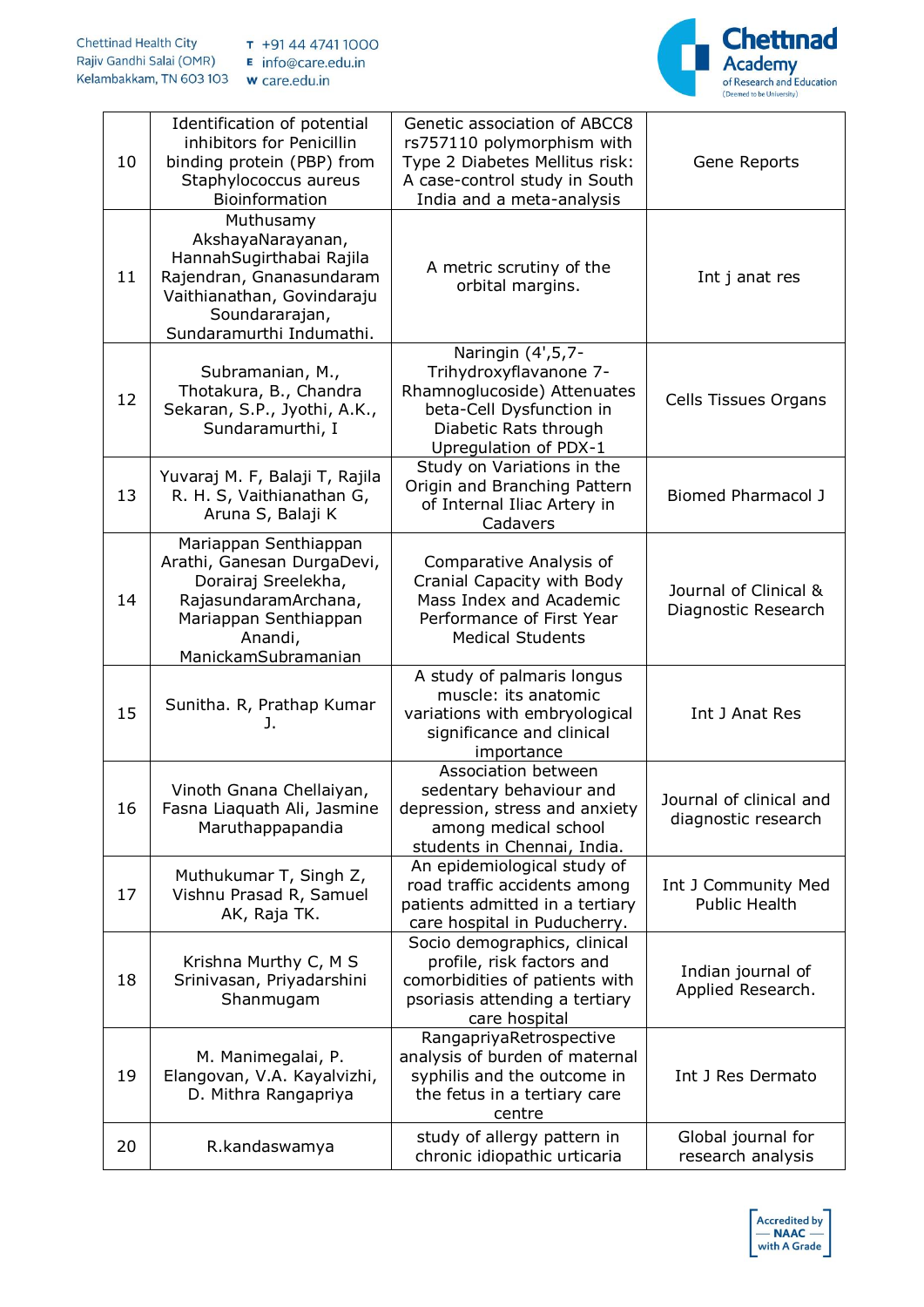| 10 | Identification of potential inhibitors for Penicillin binding protein (PBP) from Staphylococcus aureus Bioinformation | Genetic association of ABCC8 rs757110 polymorphism with Type 2 Diabetes Mellitus risk: A case-control study in South India and a meta-analysis | Gene Reports |
|---|---|---|---|
| 11 | Muthusamy AkshayaNarayanan, HannahSugirthabai Rajila Rajendran, Gnanasundaram Vaithianathan, Govindaraju Soundararajan, Sundaramurthi Indumathi. | A metric scrutiny of the orbital margins. | Int j anat res |
| 12 | Subramanian, M., Thotakura, B., Chandra Sekaran, S.P., Jyothi, A.K., Sundaramurthi, I | Naringin (4',5,7-Trihydroxyflavanone 7-Rhamnoglucoside) Attenuates beta-Cell Dysfunction in Diabetic Rats through Upregulation of PDX-1 | Cells Tissues Organs |
| 13 | Yuvaraj M. F, Balaji T, Rajila R. H. S, Vaithianathan G, Aruna S, Balaji K | Study on Variations in the Origin and Branching Pattern of Internal Iliac Artery in Cadavers | Biomed Pharmacol J |
| 14 | Mariappan Senthiappan Arathi, Ganesan DurgaDevi, Dorairaj Sreelekha, RajasundaramArchana, Mariappan Senthiappan Anandi, ManickamSubramanian | Comparative Analysis of Cranial Capacity with Body Mass Index and Academic Performance of First Year Medical Students | Journal of Clinical & Diagnostic Research |
| 15 | Sunitha. R, Prathap Kumar J. | A study of palmaris longus muscle: its anatomic variations with embryological significance and clinical importance | Int J Anat Res |
| 16 | Vinoth Gnana Chellaiyan, Fasna Liaquath Ali, Jasmine Maruthappapandia | Association between sedentary behaviour and depression, stress and anxiety among medical school students in Chennai, India. | Journal of clinical and diagnostic research |
| 17 | Muthukumar T, Singh Z, Vishnu Prasad R, Samuel AK, Raja TK. | An epidemiological study of road traffic accidents among patients admitted in a tertiary care hospital in Puducherry. | Int J Community Med Public Health |
| 18 | Krishna Murthy C, M S Srinivasan, Priyadarshini Shanmugam | Socio demographics, clinical profile, risk factors and comorbidities of patients with psoriasis attending a tertiary care hospital | Indian journal of Applied Research. |
| 19 | M. Manimegalai, P. Elangovan, V.A. Kayalvizhi, D. Mithra Rangapriya | RangapriyaRetrospective analysis of burden of maternal syphilis and the outcome in the fetus in a tertiary care centre | Int J Res Dermato |
| 20 | R.kandaswamya | study of allergy pattern in chronic idiopathic urticaria | Global journal for research analysis |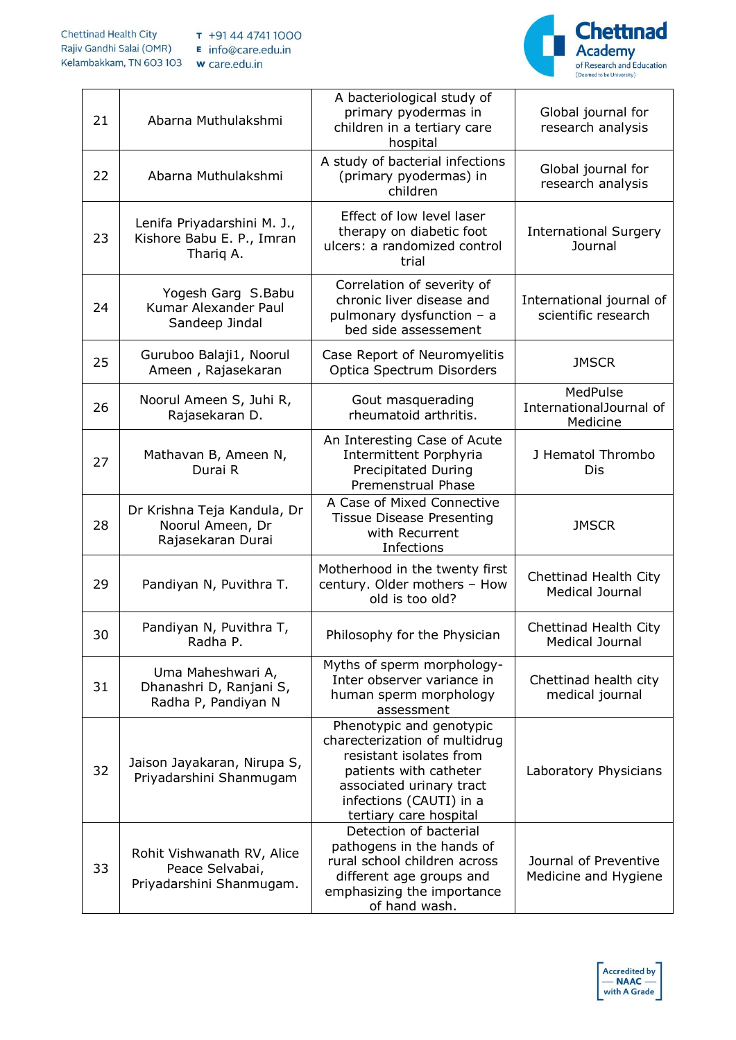| | | | |
|---|---|---|---|
| 21 | Abarna Muthulakshmi | A bacteriological study of primary pyodermas in children in a tertiary care hospital | Global journal for research analysis |
| 22 | Abarna Muthulakshmi | A study of bacterial infections (primary pyodermas) in children | Global journal for research analysis |
| 23 | Lenifa Priyadarshini M. J., Kishore Babu E. P., Imran Thariq A. | Effect of low level laser therapy on diabetic foot ulcers: a randomized control trial | International Surgery Journal |
| 24 | Yogesh Garg S.Babu Kumar Alexander Paul Sandeep Jindal | Correlation of severity of chronic liver disease and pulmonary dysfunction – a bed side assessement | International journal of scientific research |
| 25 | Guruboo Balaji1, Noorul Ameen , Rajasekaran | Case Report of Neuromyelitis Optica Spectrum Disorders | JMSCR |
| 26 | Noorul Ameen S, Juhi R, Rajasekaran D. | Gout masquerading rheumatoid arthritis. | MedPulse InternationalJournal of Medicine |
| 27 | Mathavan B, Ameen N, Durai R | An Interesting Case of Acute Intermittent Porphyria Precipitated During Premenstrual Phase | J Hematol Thrombo Dis |
| 28 | Dr Krishna Teja Kandula, Dr Noorul Ameen, Dr Rajasekaran Durai | A Case of Mixed Connective Tissue Disease Presenting with Recurrent Infections | JMSCR |
| 29 | Pandiyan N, Puvithra T. | Motherhood in the twenty first century. Older mothers – How old is too old? | Chettinad Health City Medical Journal |
| 30 | Pandiyan N, Puvithra T, Radha P. | Philosophy for the Physician | Chettinad Health City Medical Journal |
| 31 | Uma Maheshwari A, Dhanashri D, Ranjani S, Radha P, Pandiyan N | Myths of sperm morphology- Inter observer variance in human sperm morphology assessment | Chettinad health city medical journal |
| 32 | Jaison Jayakaran, Nirupa S, Priyadarshini Shanmugam | Phenotypic and genotypic charecterization of multidrug resistant isolates from patients with catheter associated urinary tract infections (CAUTI) in a tertiary care hospital | Laboratory Physicians |
| 33 | Rohit Vishwanath RV, Alice Peace Selvabai, Priyadarshini Shanmugam. | Detection of bacterial pathogens in the hands of rural school children across different age groups and emphasizing the importance of hand wash. | Journal of Preventive Medicine and Hygiene |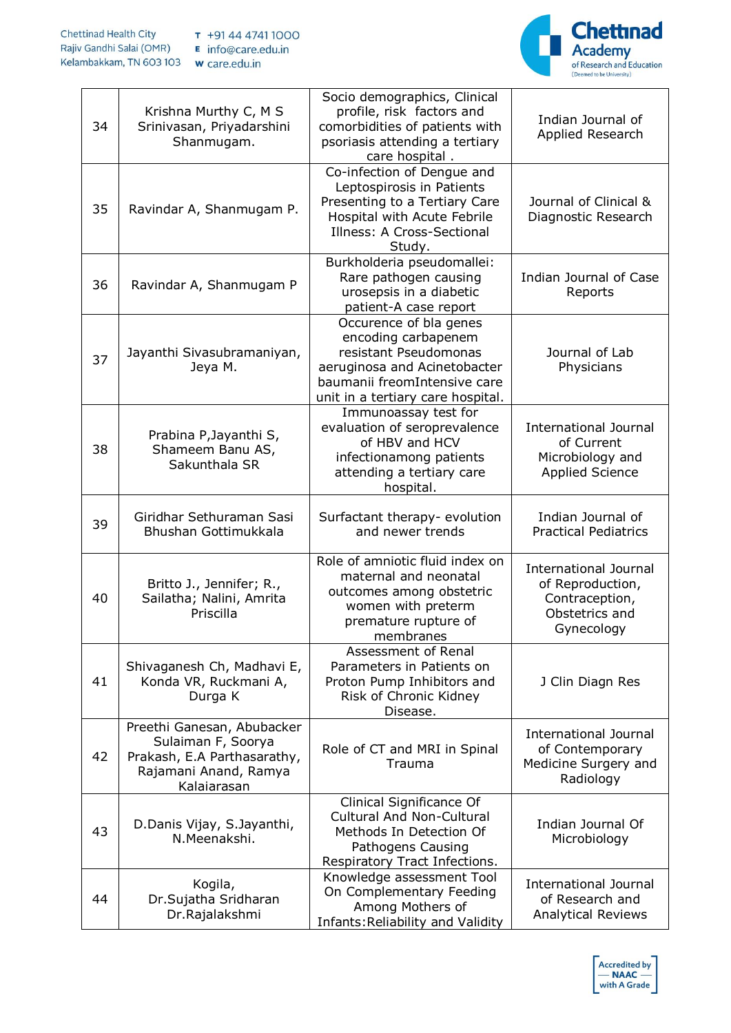| | | | |
|---|---|---|---|
| 34 | Krishna Murthy C, M S Srinivasan, Priyadarshini Shanmugam. | Socio demographics, Clinical profile, risk factors and comorbidities of patients with psoriasis attending a tertiary care hospital . | Indian Journal of Applied Research |
| 35 | Ravindar A, Shanmugam P. | Co-infection of Dengue and Leptospirosis in Patients Presenting to a Tertiary Care Hospital with Acute Febrile Illness: A Cross-Sectional Study. | Journal of Clinical & Diagnostic Research |
| 36 | Ravindar A, Shanmugam P | Burkholderia pseudomallei: Rare pathogen causing urosepsis in a diabetic patient-A case report | Indian Journal of Case Reports |
| 37 | Jayanthi Sivasubramaniyan, Jeya M. | Occurence of bla genes encoding carbapenem resistant Pseudomonas aeruginosa and Acinetobacter baumanii freomIntensive care unit in a tertiary care hospital. | Journal of Lab Physicians |
| 38 | Prabina P,Jayanthi S, Shameem Banu AS, Sakunthala SR | Immunoassay test for evaluation of seroprevalence of HBV and HCV infectionamong patients attending a tertiary care hospital. | International Journal of Current Microbiology and Applied Science |
| 39 | Giridhar Sethuraman Sasi Bhushan Gottimukkala | Surfactant therapy- evolution and newer trends | Indian Journal of Practical Pediatrics |
| 40 | Britto J., Jennifer; R., Sailatha; Nalini, Amrita Priscilla | Role of amniotic fluid index on maternal and neonatal outcomes among obstetric women with preterm premature rupture of membranes | International Journal of Reproduction, Contraception, Obstetrics and Gynecology |
| 41 | Shivaganesh Ch, Madhavi E, Konda VR, Ruckmani A, Durga K | Assessment of Renal Parameters in Patients on Proton Pump Inhibitors and Risk of Chronic Kidney Disease. | J Clin Diagn Res |
| 42 | Preethi Ganesan, Abubacker Sulaiman F, Soorya Prakash, E.A Parthasarathy, Rajamani Anand, Ramya Kalaiarasan | Role of CT and MRI in Spinal Trauma | International Journal of Contemporary Medicine Surgery and Radiology |
| 43 | D.Danis Vijay, S.Jayanthi, N.Meenakshi. | Clinical Significance Of Cultural And Non-Cultural Methods In Detection Of Pathogens Causing Respiratory Tract Infections. | Indian Journal Of Microbiology |
| 44 | Kogila, Dr.Sujatha Sridharan Dr.Rajalakshmi | Knowledge assessment Tool On Complementary Feeding Among Mothers of Infants:Reliability and Validity | International Journal of Research and Analytical Reviews |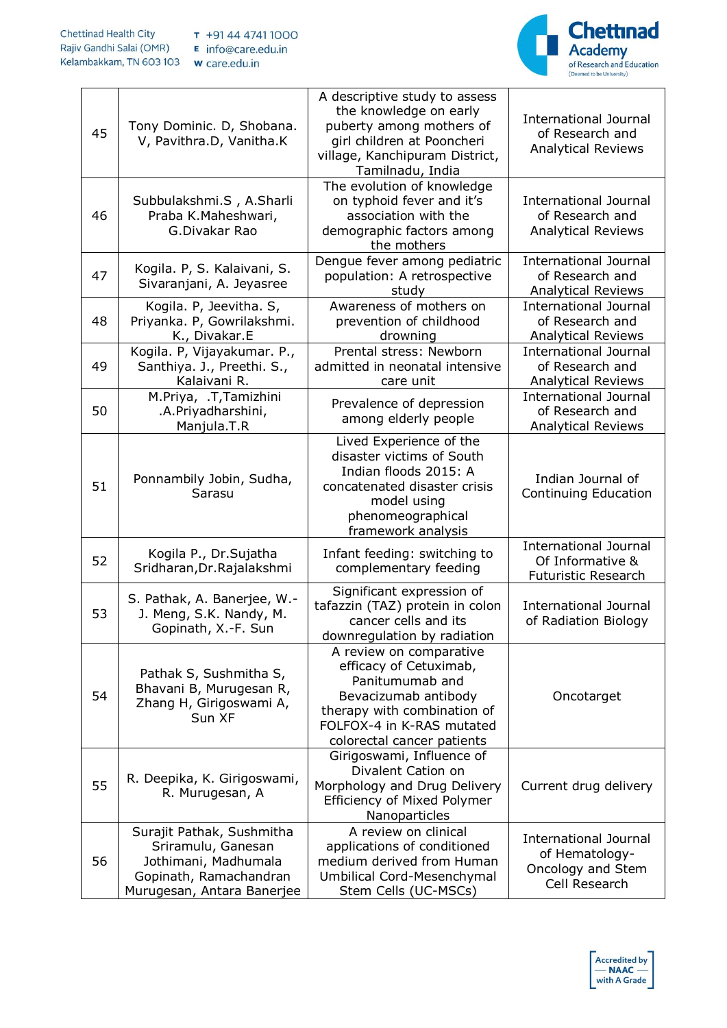| | | | |
|---|---|---|---|
| 45 | Tony Dominic. D, Shobana. V, Pavithra.D, Vanitha.K | A descriptive study to assess the knowledge on early puberty among mothers of girl children at Pooncheri village, Kanchipuram District, Tamilnadu, India | International Journal of Research and Analytical Reviews |
| 46 | Subbulakshmi.S , A.Sharli Praba K.Maheshwari, G.Divakar Rao | The evolution of knowledge on typhoid fever and it's association with the demographic factors among the mothers | International Journal of Research and Analytical Reviews |
| 47 | Kogila. P, S. Kalaivani, S. Sivaranjani, A. Jeyasree | Dengue fever among pediatric population: A retrospective study | International Journal of Research and Analytical Reviews |
| 48 | Kogila. P, Jeevitha. S, Priyanka. P, Gowrilakshmi. K., Divakar.E | Awareness of mothers on prevention of childhood drowning | International Journal of Research and Analytical Reviews |
| 49 | Kogila. P, Vijayakumar. P., Santhiya. J., Preethi. S., Kalaivani R. | Prental stress: Newborn admitted in neonatal intensive care unit | International Journal of Research and Analytical Reviews |
| 50 | M.Priya, .T,Tamizhini .A.Priyadharshini, Manjula.T.R | Prevalence of depression among elderly people | International Journal of Research and Analytical Reviews |
| 51 | Ponnambily Jobin, Sudha, Sarasu | Lived Experience of the disaster victims of South Indian floods 2015: A concatenated disaster crisis model using phenomeographical framework analysis | Indian Journal of Continuing Education |
| 52 | Kogila P., Dr.Sujatha Sridharan,Dr.Rajalakshmi | Infant feeding: switching to complementary feeding | International Journal Of Informative & Futuristic Research |
| 53 | S. Pathak, A. Banerjee, W.-J. Meng, S.K. Nandy, M. Gopinath, X.-F. Sun | Significant expression of tafazzin (TAZ) protein in colon cancer cells and its downregulation by radiation | International Journal of Radiation Biology |
| 54 | Pathak S, Sushmitha S, Bhavani B, Murugesan R, Zhang H, Girigoswami A, Sun XF | A review on comparative efficacy of Cetuximab, Panitumumab and Bevacizumab antibody therapy with combination of FOLFOX-4 in K-RAS mutated colorectal cancer patients | Oncotarget |
| 55 | R. Deepika, K. Girigoswami, R. Murugesan, A | Girigoswami, Influence of Divalent Cation on Morphology and Drug Delivery Efficiency of Mixed Polymer Nanoparticles | Current drug delivery |
| 56 | Surajit Pathak, Sushmitha Sriramulu, Ganesan Jothimani, Madhumala Gopinath, Ramachandran Murugesan, Antara Banerjee | A review on clinical applications of conditioned medium derived from Human Umbilical Cord-Mesenchymal Stem Cells (UC-MSCs) | International Journal of Hematology-Oncology and Stem Cell Research |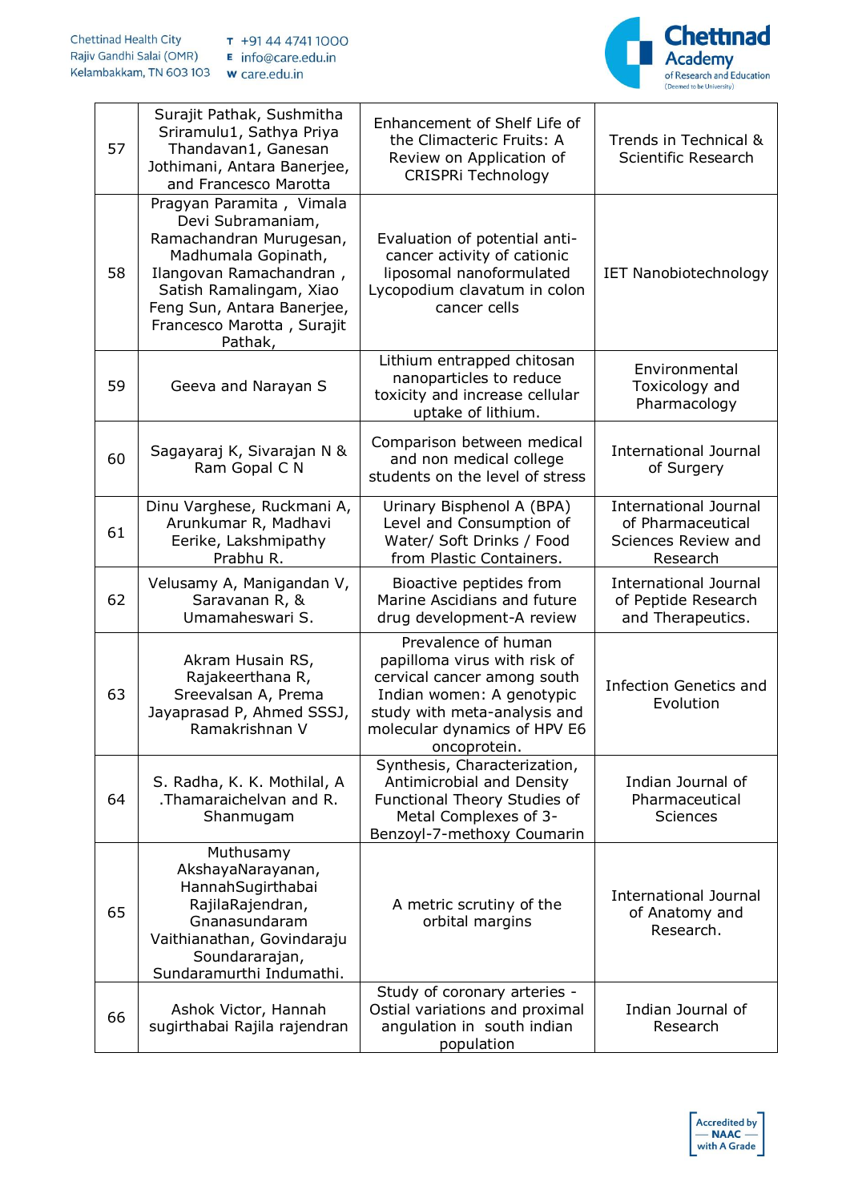| | | | |
|---|---|---|---|
| 57 | Surajit Pathak, Sushmitha Sriramulu1, Sathya Priya Thandavan1, Ganesan Jothimani, Antara Banerjee, and Francesco Marotta | Enhancement of Shelf Life of the Climacteric Fruits: A Review on Application of CRISPRi Technology | Trends in Technical & Scientific Research |
| 58 | Pragyan Paramita , Vimala Devi Subramaniam, Ramachandran Murugesan, Madhumala Gopinath, Ilangovan Ramachandran , Satish Ramalingam, Xiao Feng Sun, Antara Banerjee, Francesco Marotta , Surajit Pathak, | Evaluation of potential anti-cancer activity of cationic liposomal nanoformulated Lycopodium clavatum in colon cancer cells | IET Nanobiotechnology |
| 59 | Geeva and Narayan S | Lithium entrapped chitosan nanoparticles to reduce toxicity and increase cellular uptake of lithium. | Environmental Toxicology and Pharmacology |
| 60 | Sagayaraj K, Sivarajan N & Ram Gopal C N | Comparison between medical and non medical college students on the level of stress | International Journal of Surgery |
| 61 | Dinu Varghese, Ruckmani A, Arunkumar R, Madhavi Eerike, Lakshmipathy Prabhu R. | Urinary Bisphenol A (BPA) Level and Consumption of Water/ Soft Drinks / Food from Plastic Containers. | International Journal of Pharmaceutical Sciences Review and Research |
| 62 | Velusamy A, Manigandan V, Saravanan R, & Umamaheswari S. | Bioactive peptides from Marine Ascidians and future drug development-A review | International Journal of Peptide Research and Therapeutics. |
| 63 | Akram Husain RS, Rajakeerthana R, Sreevalsan A, Prema Jayaprasad P, Ahmed SSSJ, Ramakrishnan V | Prevalence of human papilloma virus with risk of cervical cancer among south Indian women: A genotypic study with meta-analysis and molecular dynamics of HPV E6 oncoprotein. | Infection Genetics and Evolution |
| 64 | S. Radha, K. K. Mothilal, A .Thamaraichelvan and R. Shanmugam | Synthesis, Characterization, Antimicrobial and Density Functional Theory Studies of Metal Complexes of 3-Benzoyl-7-methoxy Coumarin | Indian Journal of Pharmaceutical Sciences |
| 65 | Muthusamy AkshayaNarayanan, HannahSugirthabai RajilaRajendran, Gnanasundaram Vaithianathan, Govindaraju Soundararajan, Sundaramurthi Indumathi. | A metric scrutiny of the orbital margins | International Journal of Anatomy and Research. |
| 66 | Ashok Victor, Hannah sugirthabai Rajila rajendran | Study of coronary arteries - Ostial variations and proximal angulation in south indian population | Indian Journal of Research |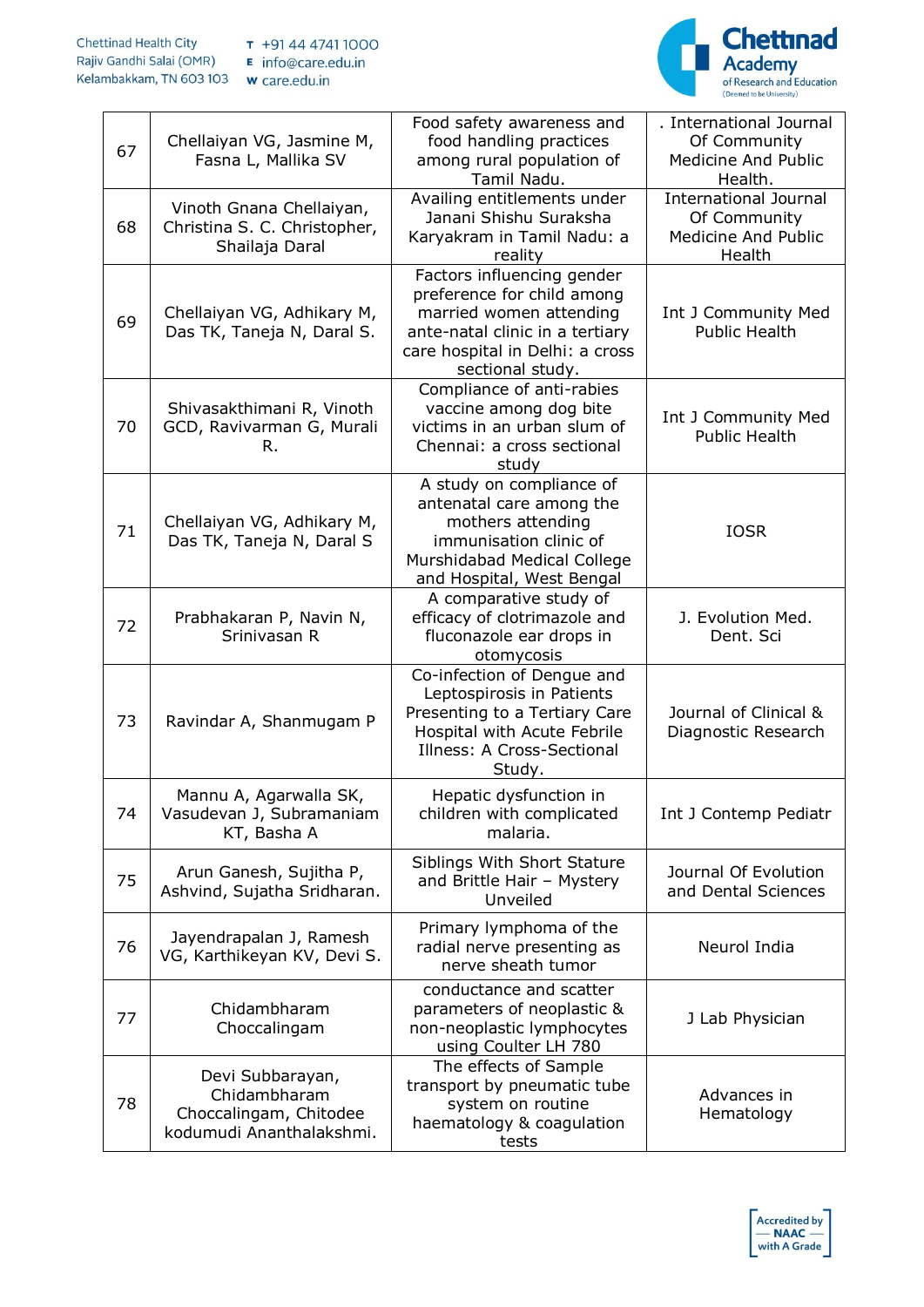| | | | |
|---|---|---|---|
| 67 | Chellaiyan VG, Jasmine M, Fasna L, Mallika SV | Food safety awareness and food handling practices among rural population of Tamil Nadu. | . International Journal Of Community Medicine And Public Health. |
| 68 | Vinoth Gnana Chellaiyan, Christina S. C. Christopher, Shailaja Daral | Availing entitlements under Janani Shishu Suraksha Karyakram in Tamil Nadu: a reality | International Journal Of Community Medicine And Public Health |
| 69 | Chellaiyan VG, Adhikary M, Das TK, Taneja N, Daral S. | Factors influencing gender preference for child among married women attending ante-natal clinic in a tertiary care hospital in Delhi: a cross sectional study. | Int J Community Med Public Health |
| 70 | Shivasakthimani R, Vinoth GCD, Ravivarman G, Murali R. | Compliance of anti-rabies vaccine among dog bite victims in an urban slum of Chennai: a cross sectional study | Int J Community Med Public Health |
| 71 | Chellaiyan VG, Adhikary M, Das TK, Taneja N, Daral S | A study on compliance of antenatal care among the mothers attending immunisation clinic of Murshidabad Medical College and Hospital, West Bengal | IOSR |
| 72 | Prabhakaran P, Navin N, Srinivasan R | A comparative study of efficacy of clotrimazole and fluconazole ear drops in otomycosis | J. Evolution Med. Dent. Sci |
| 73 | Ravindar A, Shanmugam P | Co-infection of Dengue and Leptospirosis in Patients Presenting to a Tertiary Care Hospital with Acute Febrile Illness: A Cross-Sectional Study. | Journal of Clinical & Diagnostic Research |
| 74 | Mannu A, Agarwalla SK, Vasudevan J, Subramaniam KT, Basha A | Hepatic dysfunction in children with complicated malaria. | Int J Contemp Pediatr |
| 75 | Arun Ganesh, Sujitha P, Ashvind, Sujatha Sridharan. | Siblings With Short Stature and Brittle Hair – Mystery Unveiled | Journal Of Evolution and Dental Sciences |
| 76 | Jayendrapalan J, Ramesh VG, Karthikeyan KV, Devi S. | Primary lymphoma of the radial nerve presenting as nerve sheath tumor | Neurol India |
| 77 | Chidambharam Choccalingam | conductance and scatter parameters of neoplastic & non-neoplastic lymphocytes using Coulter LH 780 | J Lab Physician |
| 78 | Devi Subbarayan, Chidambharam Choccalingam, Chitodee kodumudi Ananthalakshmi. | The effects of Sample transport by pneumatic tube system on routine haematology & coagulation tests | Advances in Hematology |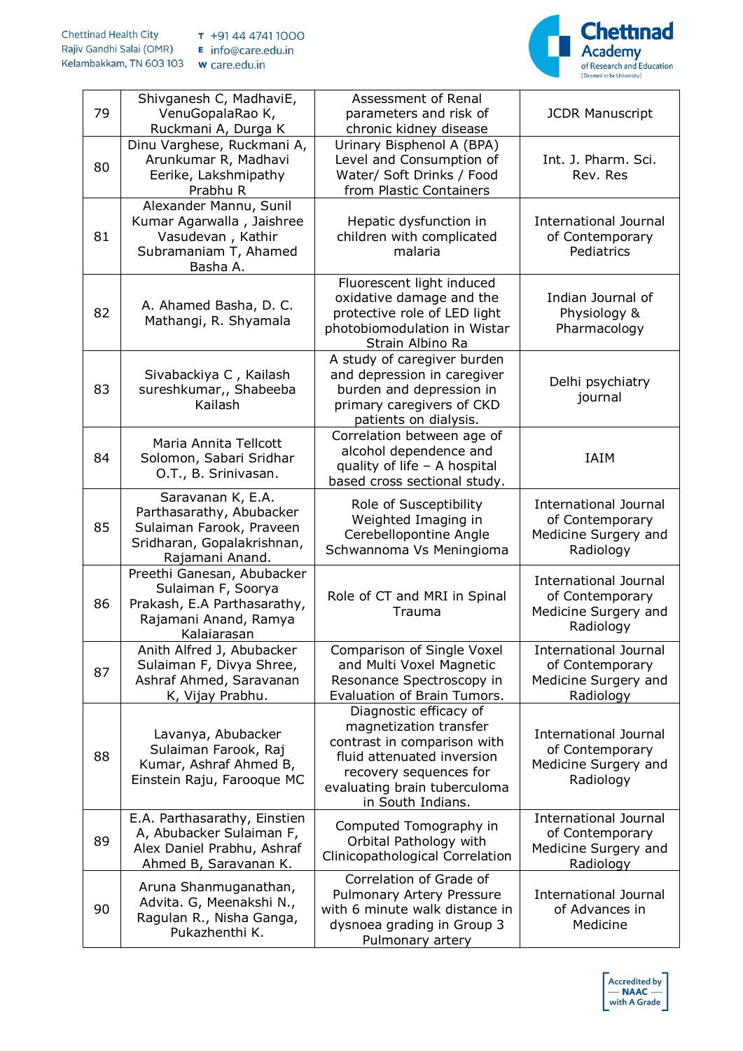| | | | |
|---|---|---|---|
| 79 | Shivganesh C, MadhaviE, VenuGopalaRao K, Ruckmani A, Durga K | Assessment of Renal parameters and risk of chronic kidney disease | JCDR Manuscript |
| 80 | Dinu Varghese, Ruckmani A, Arunkumar R, Madhavi Eerike, Lakshmipathy Prabhu R | Urinary Bisphenol A (BPA) Level and Consumption of Water/ Soft Drinks / Food from Plastic Containers | Int. J. Pharm. Sci. Rev. Res |
| 81 | Alexander Mannu, Sunil Kumar Agarwalla , Jaishree Vasudevan , Kathir Subramaniam T, Ahamed Basha A. | Hepatic dysfunction in children with complicated malaria | International Journal of Contemporary Pediatrics |
| 82 | A. Ahamed Basha, D. C. Mathangi, R. Shyamala | Fluorescent light induced oxidative damage and the protective role of LED light photobiomodulation in Wistar Strain Albino Ra | Indian Journal of Physiology & Pharmacology |
| 83 | Sivabackiya C , Kailash sureshkumar,, Shabeeba Kailash | A study of caregiver burden and depression in caregiver burden and depression in primary caregivers of CKD patients on dialysis. | Delhi psychiatry journal |
| 84 | Maria Annita Tellcott Solomon, Sabari Sridhar O.T., B. Srinivasan. | Correlation between age of alcohol dependence and quality of life – A hospital based cross sectional study. | IAIM |
| 85 | Saravanan K, E.A. Parthasarathy, Abubacker Sulaiman Farook, Praveen Sridharan, Gopalakrishnan, Rajamani Anand. | Role of Susceptibility Weighted Imaging in Cerebellopontine Angle Schwannoma Vs Meningioma | International Journal of Contemporary Medicine Surgery and Radiology |
| 86 | Preethi Ganesan, Abubacker Sulaiman F, Soorya Prakash, E.A Parthasarathy, Rajamani Anand, Ramya Kalaiarasan | Role of CT and MRI in Spinal Trauma | International Journal of Contemporary Medicine Surgery and Radiology |
| 87 | Anith Alfred J, Abubacker Sulaiman F, Divya Shree, Ashraf Ahmed, Saravanan K, Vijay Prabhu. | Comparison of Single Voxel and Multi Voxel Magnetic Resonance Spectroscopy in Evaluation of Brain Tumors. | International Journal of Contemporary Medicine Surgery and Radiology |
| 88 | Lavanya, Abubacker Sulaiman Farook, Raj Kumar, Ashraf Ahmed B, Einstein Raju, Farooque MC | Diagnostic efficacy of magnetization transfer contrast in comparison with fluid attenuated inversion recovery sequences for evaluating brain tuberculoma in South Indians. | International Journal of Contemporary Medicine Surgery and Radiology |
| 89 | E.A. Parthasarathy, Einstien A, Abubacker Sulaiman F, Alex Daniel Prabhu, Ashraf Ahmed B, Saravanan K. | Computed Tomography in Orbital Pathology with Clinicopathological Correlation | International Journal of Contemporary Medicine Surgery and Radiology |
| 90 | Aruna Shanmuganathan, Advita. G, Meenakshi N., Ragulan R., Nisha Ganga, Pukazhenthi K. | Correlation of Grade of Pulmonary Artery Pressure with 6 minute walk distance in dysnoea grading in Group 3 Pulmonary artery | International Journal of Advances in Medicine |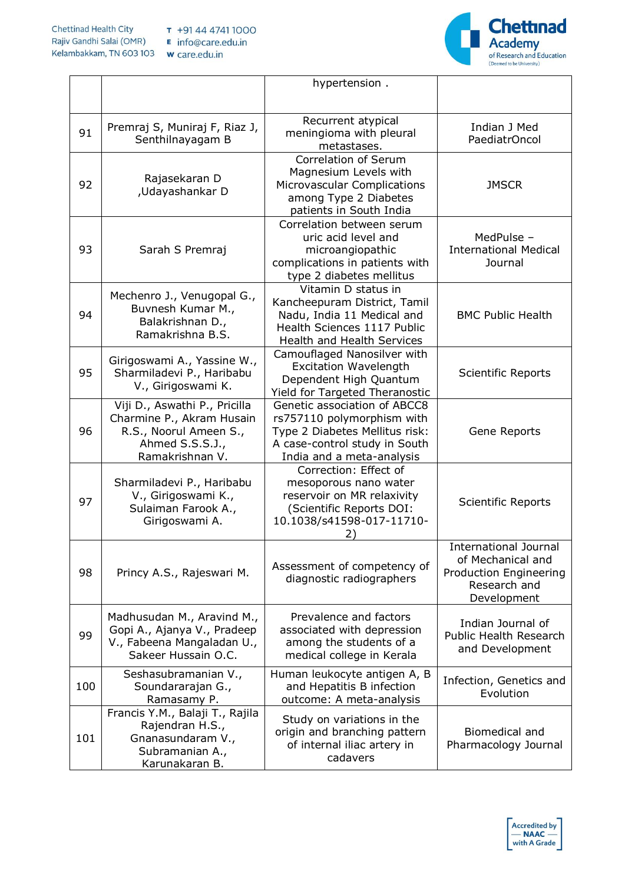| | | | |
|---|---|---|---|
| | | hypertension . | |
| 91 | Premraj S, Muniraj F, Riaz J, Senthilnayagam B | Recurrent atypical meningioma with pleural metastases. | Indian J Med PaediatrOncol |
| 92 | Rajasekaran D ,Udayashankar D | Correlation of Serum Magnesium Levels with Microvascular Complications among Type 2 Diabetes patients in South India | JMSCR |
| 93 | Sarah S Premraj | Correlation between serum uric acid level and microangiopathic complications in patients with type 2 diabetes mellitus | MedPulse – International Medical Journal |
| 94 | Mechenro J., Venugopal G., Buvnesh Kumar M., Balakrishnan D., Ramakrishna B.S. | Vitamin D status in Kancheepuram District, Tamil Nadu, India 11 Medical and Health Sciences 1117 Public Health and Health Services | BMC Public Health |
| 95 | Girigoswami A., Yassine W., Sharmiladevi P., Haribabu V., Girigoswami K. | Camouflaged Nanosilver with Excitation Wavelength Dependent High Quantum Yield for Targeted Theranostic | Scientific Reports |
| 96 | Viji D., Aswathi P., Pricilla Charmine P., Akram Husain R.S., Noorul Ameen S., Ahmed S.S.S.J., Ramakrishnan V. | Genetic association of ABCC8 rs757110 polymorphism with Type 2 Diabetes Mellitus risk: A case-control study in South India and a meta-analysis | Gene Reports |
| 97 | Sharmiladevi P., Haribabu V., Girigoswami K., Sulaiman Farook A., Girigoswami A. | Correction: Effect of mesoporous nano water reservoir on MR relaxivity (Scientific Reports DOI: 10.1038/s41598-017-11710-2) | Scientific Reports |
| 98 | Princy A.S., Rajeswari M. | Assessment of competency of diagnostic radiographers | International Journal of Mechanical and Production Engineering Research and Development |
| 99 | Madhusudan M., Aravind M., Gopi A., Ajanya V., Pradeep V., Fabeena Mangaladan U., Sakeer Hussain O.C. | Prevalence and factors associated with depression among the students of a medical college in Kerala | Indian Journal of Public Health Research and Development |
| 100 | Seshasubramanian V., Soundararajan G., Ramasamy P. | Human leukocyte antigen A, B and Hepatitis B infection outcome: A meta-analysis | Infection, Genetics and Evolution |
| 101 | Francis Y.M., Balaji T., Rajila Rajendran H.S., Gnanasundaram V., Subramanian A., Karunakaran B. | Study on variations in the origin and branching pattern of internal iliac artery in cadavers | Biomedical and Pharmacology Journal |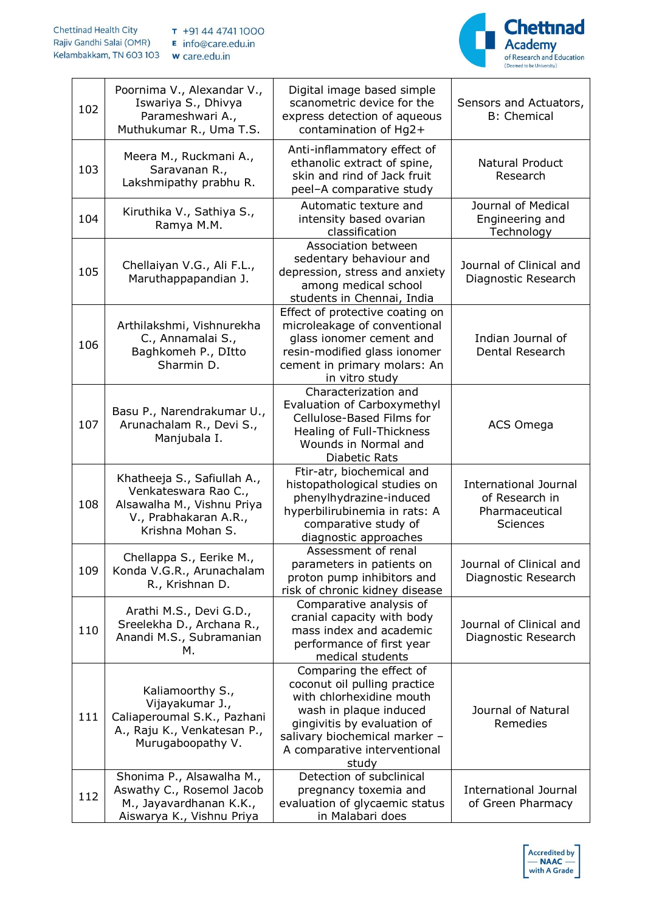| | | | |
|---|---|---|---|
| 102 | Poornima V., Alexandar V., Iswariya S., Dhivya Parameshwari A., Muthukumar R., Uma T.S. | Digital image based simple scanometric device for the express detection of aqueous contamination of Hg2+ | Sensors and Actuators, B: Chemical |
| 103 | Meera M., Ruckmani A., Saravanan R., Lakshmipathy prabhu R. | Anti-inflammatory effect of ethanolic extract of spine, skin and rind of Jack fruit peel–A comparative study | Natural Product Research |
| 104 | Kiruthika V., Sathiya S., Ramya M.M. | Automatic texture and intensity based ovarian classification | Journal of Medical Engineering and Technology |
| 105 | Chellaiyan V.G., Ali F.L., Maruthappapandian J. | Association between sedentary behaviour and depression, stress and anxiety among medical school students in Chennai, India | Journal of Clinical and Diagnostic Research |
| 106 | Arthilakshmi, Vishnurekha C., Annamalai S., Baghkomeh P., DItto Sharmin D. | Effect of protective coating on microleakage of conventional glass ionomer cement and resin-modified glass ionomer cement in primary molars: An in vitro study | Indian Journal of Dental Research |
| 107 | Basu P., Narendrakumar U., Arunachalam R., Devi S., Manjubala I. | Characterization and Evaluation of Carboxymethyl Cellulose-Based Films for Healing of Full-Thickness Wounds in Normal and Diabetic Rats | ACS Omega |
| 108 | Khatheeja S., Safiullah A., Venkateswara Rao C., Alsawalha M., Vishnu Priya V., Prabhakaran A.R., Krishna Mohan S. | Ftir-atr, biochemical and histopathological studies on phenylhydrazine-induced hyperbilirubinemia in rats: A comparative study of diagnostic approaches | International Journal of Research in Pharmaceutical Sciences |
| 109 | Chellappa S., Eerike M., Konda V.G.R., Arunachalam R., Krishnan D. | Assessment of renal parameters in patients on proton pump inhibitors and risk of chronic kidney disease | Journal of Clinical and Diagnostic Research |
| 110 | Arathi M.S., Devi G.D., Sreelekha D., Archana R., Anandi M.S., Subramanian M. | Comparative analysis of cranial capacity with body mass index and academic performance of first year medical students | Journal of Clinical and Diagnostic Research |
| 111 | Kaliamoorthy S., Vijayakumar J., Caliaperoumal S.K., Pazhani A., Raju K., Venkatesan P., Murugaboopathy V. | Comparing the effect of coconut oil pulling practice with chlorhexidine mouth wash in plaque induced gingivitis by evaluation of salivary biochemical marker – A comparative interventional study | Journal of Natural Remedies |
| 112 | Shonima P., Alsawalha M., Aswathy C., Rosemol Jacob M., Jayavardhanan K.K., Aiswarya K., Vishnu Priya | Detection of subclinical pregnancy toxemia and evaluation of glycaemic status in Malabari does | International Journal of Green Pharmacy |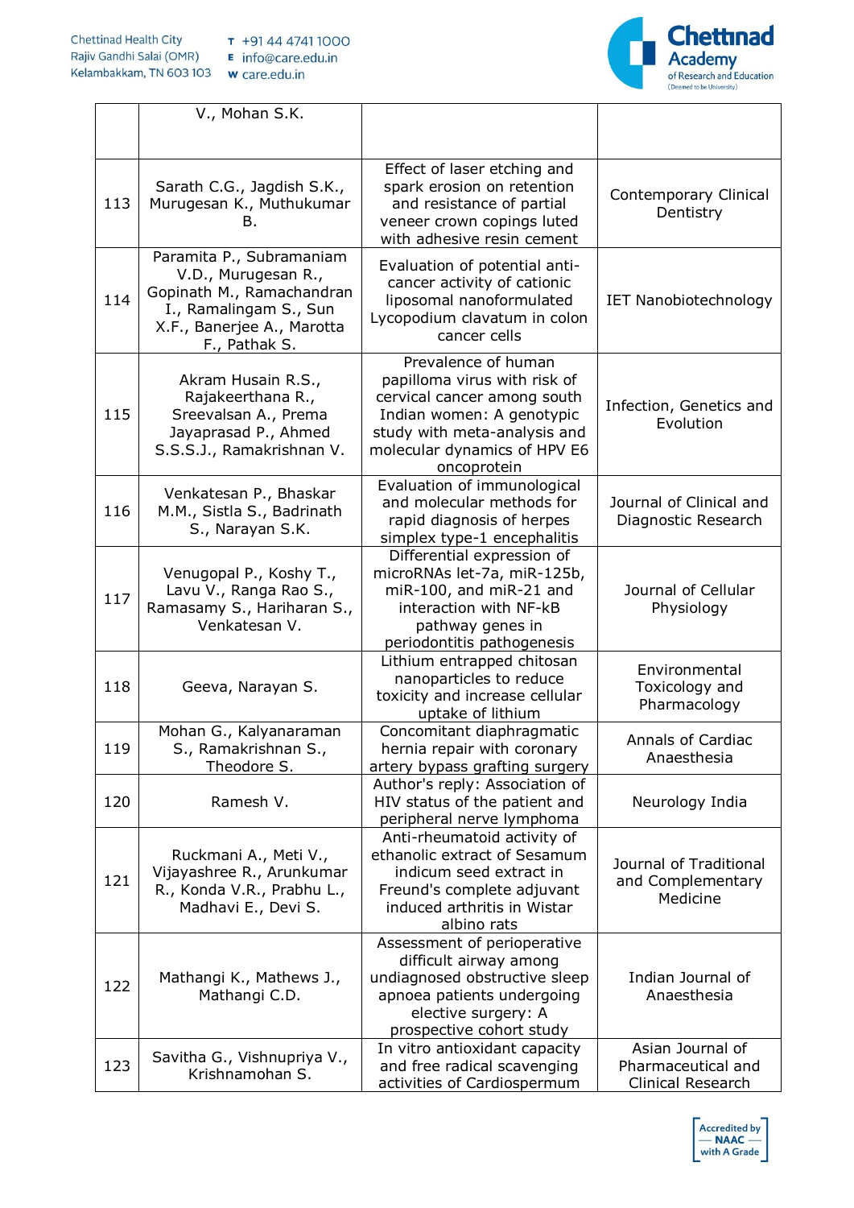|  |  |  |  |
|---|---|---|---|
|  | V., Mohan S.K. |  |  |
| 113 | Sarath C.G., Jagdish S.K., Murugesan K., Muthukumar B. | Effect of laser etching and spark erosion on retention and resistance of partial veneer crown copings luted with adhesive resin cement | Contemporary Clinical Dentistry |
| 114 | Paramita P., Subramaniam V.D., Murugesan R., Gopinath M., Ramachandran I., Ramalingam S., Sun X.F., Banerjee A., Marotta F., Pathak S. | Evaluation of potential anti-cancer activity of cationic liposomal nanoformulated Lycopodium clavatum in colon cancer cells | IET Nanobiotechnology |
| 115 | Akram Husain R.S., Rajakeerthana R., Sreevalsan A., Prema Jayaprasad P., Ahmed S.S.S.J., Ramakrishnan V. | Prevalence of human papilloma virus with risk of cervical cancer among south Indian women: A genotypic study with meta-analysis and molecular dynamics of HPV E6 oncoprotein | Infection, Genetics and Evolution |
| 116 | Venkatesan P., Bhaskar M.M., Sistla S., Badrinath S., Narayan S.K. | Evaluation of immunological and molecular methods for rapid diagnosis of herpes simplex type-1 encephalitis | Journal of Clinical and Diagnostic Research |
| 117 | Venugopal P., Koshy T., Lavu V., Ranga Rao S., Ramasamy S., Hariharan S., Venkatesan V. | Differential expression of microRNAs let-7a, miR-125b, miR-100, and miR-21 and interaction with NF-kB pathway genes in periodontitis pathogenesis | Journal of Cellular Physiology |
| 118 | Geeva, Narayan S. | Lithium entrapped chitosan nanoparticles to reduce toxicity and increase cellular uptake of lithium | Environmental Toxicology and Pharmacology |
| 119 | Mohan G., Kalyanaraman S., Ramakrishnan S., Theodore S. | Concomitant diaphragmatic hernia repair with coronary artery bypass grafting surgery | Annals of Cardiac Anaesthesia |
| 120 | Ramesh V. | Author's reply: Association of HIV status of the patient and peripheral nerve lymphoma | Neurology India |
| 121 | Ruckmani A., Meti V., Vijayashree R., Arunkumar R., Konda V.R., Prabhu L., Madhavi E., Devi S. | Anti-rheumatoid activity of ethanolic extract of Sesamum indicum seed extract in Freund's complete adjuvant induced arthritis in Wistar albino rats | Journal of Traditional and Complementary Medicine |
| 122 | Mathangi K., Mathews J., Mathangi C.D. | Assessment of perioperative difficult airway among undiagnosed obstructive sleep apnoea patients undergoing elective surgery: A prospective cohort study | Indian Journal of Anaesthesia |
| 123 | Savitha G., Vishnupriya V., Krishnamohan S. | In vitro antioxidant capacity and free radical scavenging activities of Cardiospermum | Asian Journal of Pharmaceutical and Clinical Research |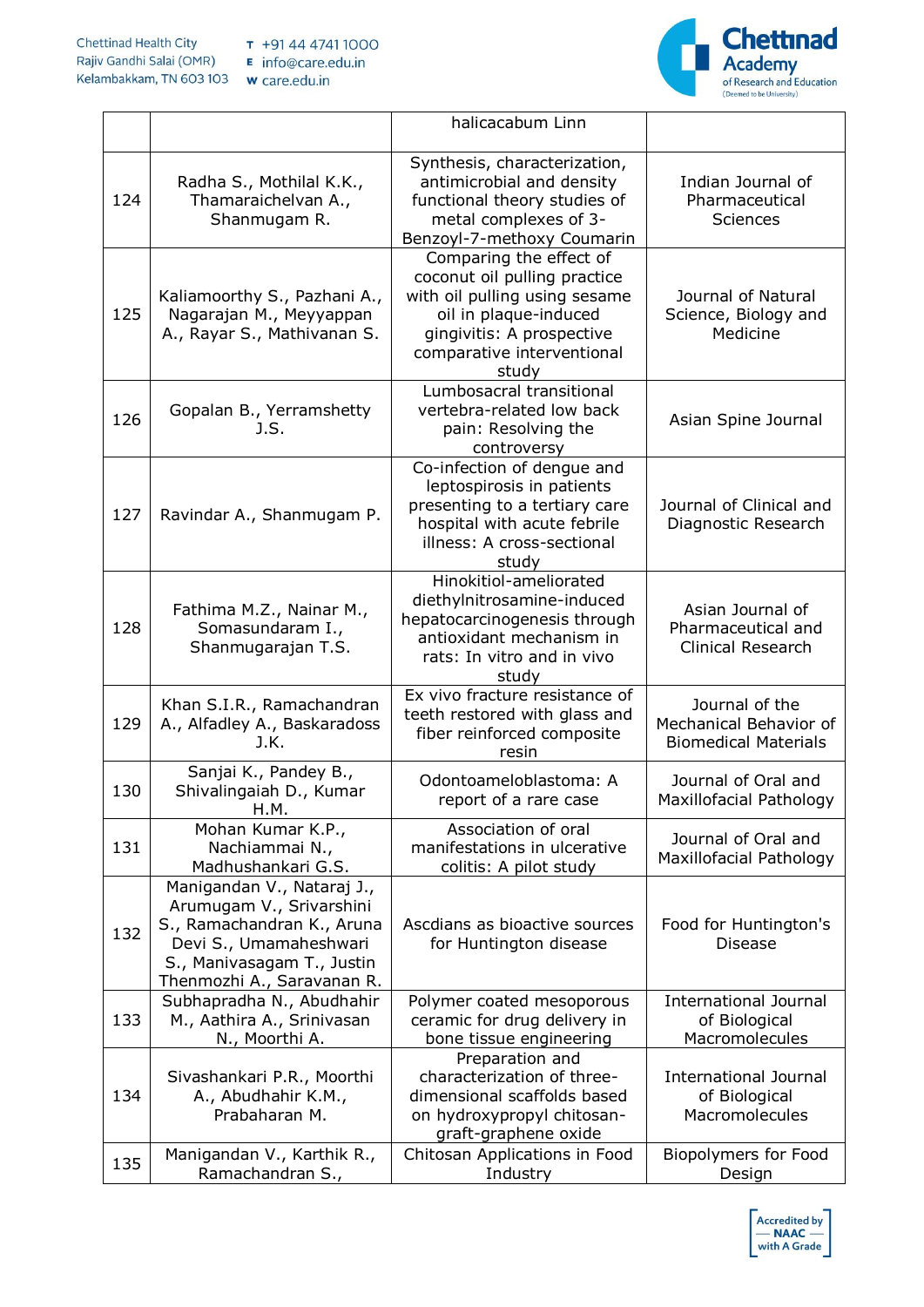| | | | |
|---|---|---|---|
| | | halicacabum Linn | |
| 124 | Radha S., Mothilal K.K., Thamaraichelvan A., Shanmugam R. | Synthesis, characterization, antimicrobial and density functional theory studies of metal complexes of 3-Benzoyl-7-methoxy Coumarin | Indian Journal of Pharmaceutical Sciences |
| 125 | Kaliamoorthy S., Pazhani A., Nagarajan M., Meyyappan A., Rayar S., Mathivanan S. | Comparing the effect of coconut oil pulling practice with oil pulling using sesame oil in plaque-induced gingivitis: A prospective comparative interventional study | Journal of Natural Science, Biology and Medicine |
| 126 | Gopalan B., Yerramshetty J.S. | Lumbosacral transitional vertebra-related low back pain: Resolving the controversy | Asian Spine Journal |
| 127 | Ravindar A., Shanmugam P. | Co-infection of dengue and leptospirosis in patients presenting to a tertiary care hospital with acute febrile illness: A cross-sectional study | Journal of Clinical and Diagnostic Research |
| 128 | Fathima M.Z., Nainar M., Somasundaram I., Shanmugarajan T.S. | Hinokitiol-ameliorated diethylnitrosamine-induced hepatocarcinogenesis through antioxidant mechanism in rats: In vitro and in vivo study | Asian Journal of Pharmaceutical and Clinical Research |
| 129 | Khan S.I.R., Ramachandran A., Alfadley A., Baskaradoss J.K. | Ex vivo fracture resistance of teeth restored with glass and fiber reinforced composite resin | Journal of the Mechanical Behavior of Biomedical Materials |
| 130 | Sanjai K., Pandey B., Shivalingaiah D., Kumar H.M. | Odontoameloblastoma: A report of a rare case | Journal of Oral and Maxillofacial Pathology |
| 131 | Mohan Kumar K.P., Nachiammai N., Madhushankari G.S. | Association of oral manifestations in ulcerative colitis: A pilot study | Journal of Oral and Maxillofacial Pathology |
| 132 | Manigandan V., Nataraj J., Arumugam V., Srivarshini S., Ramachandran K., Aruna Devi S., Umamaheshwari S., Manivasagam T., Justin Thenmozhi A., Saravanan R. | Ascdians as bioactive sources for Huntington disease | Food for Huntington's Disease |
| 133 | Subhapradha N., Abudhahir M., Aathira A., Srinivasan N., Moorthi A. | Polymer coated mesoporous ceramic for drug delivery in bone tissue engineering | International Journal of Biological Macromolecules |
| 134 | Sivashankari P.R., Moorthi A., Abudhahir K.M., Prabaharan M. | Preparation and characterization of three-dimensional scaffolds based on hydroxypropyl chitosan-graft-graphene oxide | International Journal of Biological Macromolecules |
| 135 | Manigandan V., Karthik R., Ramachandran S., | Chitosan Applications in Food Industry | Biopolymers for Food Design |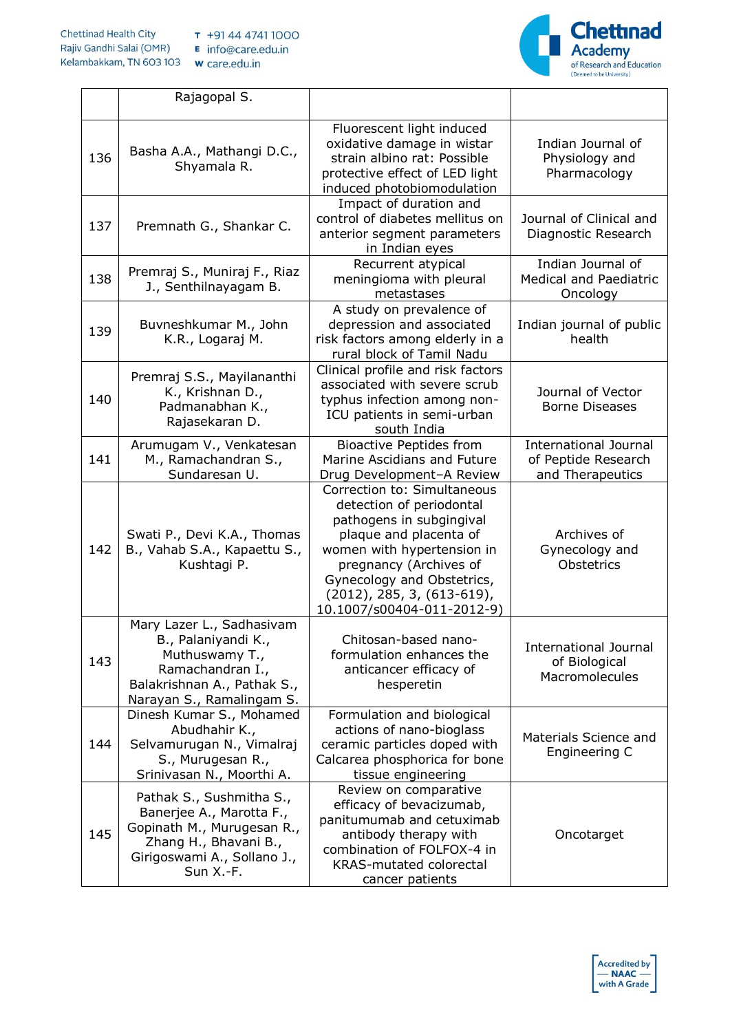| | | | |
|---|---|---|---|
| | Rajagopal S. | | |
| 136 | Basha A.A., Mathangi D.C., Shyamala R. | Fluorescent light induced oxidative damage in wistar strain albino rat: Possible protective effect of LED light induced photobiomodulation | Indian Journal of Physiology and Pharmacology |
| 137 | Premnath G., Shankar C. | Impact of duration and control of diabetes mellitus on anterior segment parameters in Indian eyes | Journal of Clinical and Diagnostic Research |
| 138 | Premraj S., Muniraj F., Riaz J., Senthilnayagam B. | Recurrent atypical meningioma with pleural metastases | Indian Journal of Medical and Paediatric Oncology |
| 139 | Buvneshkumar M., John K.R., Logaraj M. | A study on prevalence of depression and associated risk factors among elderly in a rural block of Tamil Nadu | Indian journal of public health |
| 140 | Premraj S.S., Mayilananthi K., Krishnan D., Padmanabhan K., Rajasekaran D. | Clinical profile and risk factors associated with severe scrub typhus infection among non-ICU patients in semi-urban south India | Journal of Vector Borne Diseases |
| 141 | Arumugam V., Venkatesan M., Ramachandran S., Sundaresan U. | Bioactive Peptides from Marine Ascidians and Future Drug Development–A Review | International Journal of Peptide Research and Therapeutics |
| 142 | Swati P., Devi K.A., Thomas B., Vahab S.A., Kapaettu S., Kushtagi P. | Correction to: Simultaneous detection of periodontal pathogens in subgingival plaque and placenta of women with hypertension in pregnancy (Archives of Gynecology and Obstetrics, (2012), 285, 3, (613-619), 10.1007/s00404-011-2012-9) | Archives of Gynecology and Obstetrics |
| 143 | Mary Lazer L., Sadhasivam B., Palaniyandi K., Muthuswamy T., Ramachandran I., Balakrishnan A., Pathak S., Narayan S., Ramalingam S. | Chitosan-based nano-formulation enhances the anticancer efficacy of hesperetin | International Journal of Biological Macromolecules |
| 144 | Dinesh Kumar S., Mohamed Abudhahir K., Selvamurugan N., Vimalraj S., Murugesan R., Srinivasan N., Moorthi A. | Formulation and biological actions of nano-bioglass ceramic particles doped with Calcarea phosphorica for bone tissue engineering | Materials Science and Engineering C |
| 145 | Pathak S., Sushmitha S., Banerjee A., Marotta F., Gopinath M., Murugesan R., Zhang H., Bhavani B., Girigoswami A., Sollano J., Sun X.-F. | Review on comparative efficacy of bevacizumab, panitumumab and cetuximab antibody therapy with combination of FOLFOX-4 in KRAS-mutated colorectal cancer patients | Oncotarget |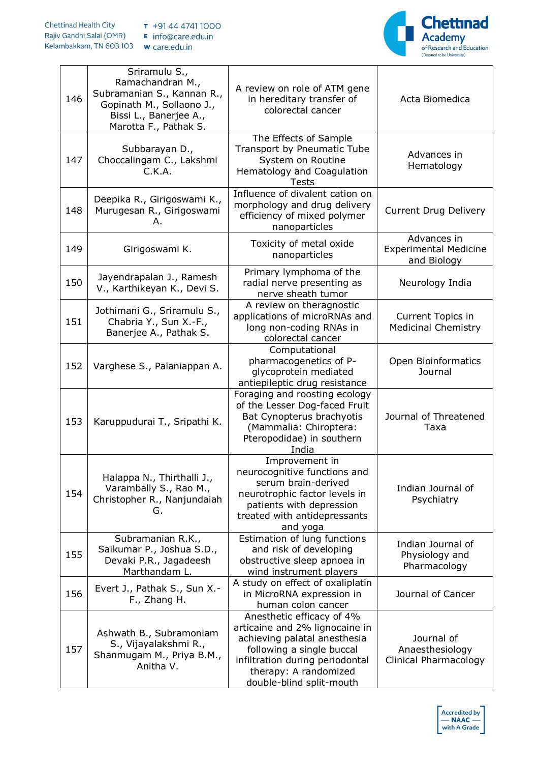| | | | |
|---|---|---|---|
| 146 | Sriramulu S., Ramachandran M., Subramanian S., Kannan R., Gopinath M., Sollaono J., Bissi L., Banerjee A., Marotta F., Pathak S. | A review on role of ATM gene in hereditary transfer of colorectal cancer | Acta Biomedica |
| 147 | Subbarayan D., Choccalingam C., Lakshmi C.K.A. | The Effects of Sample Transport by Pneumatic Tube System on Routine Hematology and Coagulation Tests | Advances in Hematology |
| 148 | Deepika R., Girigoswami K., Murugesan R., Girigoswami A. | Influence of divalent cation on morphology and drug delivery efficiency of mixed polymer nanoparticles | Current Drug Delivery |
| 149 | Girigoswami K. | Toxicity of metal oxide nanoparticles | Advances in Experimental Medicine and Biology |
| 150 | Jayendrapalan J., Ramesh V., Karthikeyan K., Devi S. | Primary lymphoma of the radial nerve presenting as nerve sheath tumor | Neurology India |
| 151 | Jothimani G., Sriramulu S., Chabria Y., Sun X.-F., Banerjee A., Pathak S. | A review on theragnostic applications of microRNAs and long non-coding RNAs in colorectal cancer | Current Topics in Medicinal Chemistry |
| 152 | Varghese S., Palaniappan A. | Computational pharmacogenetics of P-glycoprotein mediated antiepileptic drug resistance | Open Bioinformatics Journal |
| 153 | Karuppudurai T., Sripathi K. | Foraging and roosting ecology of the Lesser Dog-faced Fruit Bat Cynopterus brachyotis (Mammalia: Chiroptera: Pteropodidae) in southern India | Journal of Threatened Taxa |
| 154 | Halappa N., Thirthalli J., Varambally S., Rao M., Christopher R., Nanjundaiah G. | Improvement in neurocognitive functions and serum brain-derived neurotrophic factor levels in patients with depression treated with antidepressants and yoga | Indian Journal of Psychiatry |
| 155 | Subramanian R.K., Saikumar P., Joshua S.D., Devaki P.R., Jagadeesh Marthandam L. | Estimation of lung functions and risk of developing obstructive sleep apnoea in wind instrument players | Indian Journal of Physiology and Pharmacology |
| 156 | Evert J., Pathak S., Sun X.-F., Zhang H. | A study on effect of oxaliplatin in MicroRNA expression in human colon cancer | Journal of Cancer |
| 157 | Ashwath B., Subramoniam S., Vijayalakshmi R., Shanmugam M., Priya B.M., Anitha V. | Anesthetic efficacy of 4% articaine and 2% lignocaine in achieving palatal anesthesia following a single buccal infiltration during periodontal therapy: A randomized double-blind split-mouth | Journal of Anaesthesiology Clinical Pharmacology |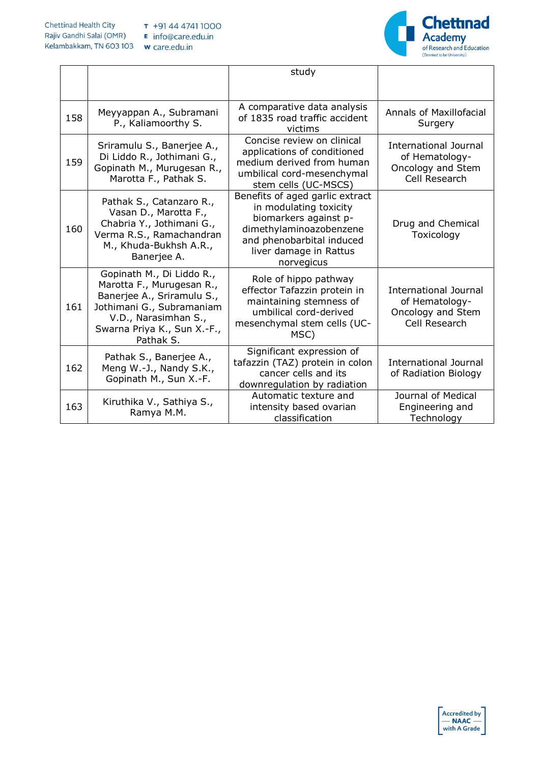| | | | |
|---|---|---|---|
| | | study | |
| 158 | Meyyappan A., Subramani P., Kaliamoorthy S. | A comparative data analysis of 1835 road traffic accident victims | Annals of Maxillofacial Surgery |
| 159 | Sriramulu S., Banerjee A., Di Liddo R., Jothimani G., Gopinath M., Murugesan R., Marotta F., Pathak S. | Concise review on clinical applications of conditioned medium derived from human umbilical cord-mesenchymal stem cells (UC-MSCS) | International Journal of Hematology-Oncology and Stem Cell Research |
| 160 | Pathak S., Catanzaro R., Vasan D., Marotta F., Chabria Y., Jothimani G., Verma R.S., Ramachandran M., Khuda-Bukhsh A.R., Banerjee A. | Benefits of aged garlic extract in modulating toxicity biomarkers against p-dimethylaminoazobenzene and phenobarbital induced liver damage in Rattus norvegicus | Drug and Chemical Toxicology |
| 161 | Gopinath M., Di Liddo R., Marotta F., Murugesan R., Banerjee A., Sriramulu S., Jothimani G., Subramaniam V.D., Narasimhan S., Swarna Priya K., Sun X.-F., Pathak S. | Role of hippo pathway effector Tafazzin protein in maintaining stemness of umbilical cord-derived mesenchymal stem cells (UC-MSC) | International Journal of Hematology-Oncology and Stem Cell Research |
| 162 | Pathak S., Banerjee A., Meng W.-J., Nandy S.K., Gopinath M., Sun X.-F. | Significant expression of tafazzin (TAZ) protein in colon cancer cells and its downregulation by radiation | International Journal of Radiation Biology |
| 163 | Kiruthika V., Sathiya S., Ramya M.M. | Automatic texture and intensity based ovarian classification | Journal of Medical Engineering and Technology |